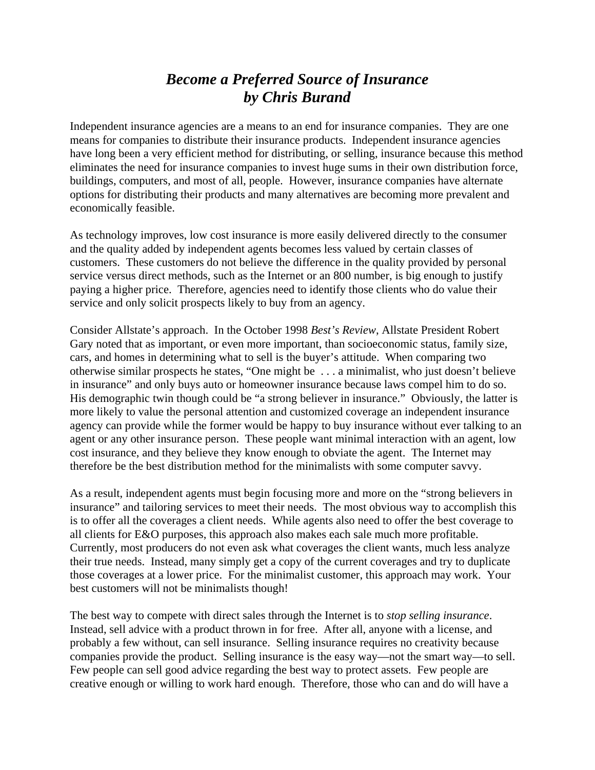# *Become a Preferred Source of Insurance*
# *by Chris Burand*

Independent insurance agencies are a means to an end for insurance companies. They are one means for companies to distribute their insurance products. Independent insurance agencies have long been a very efficient method for distributing, or selling, insurance because this method eliminates the need for insurance companies to invest huge sums in their own distribution force, buildings, computers, and most of all, people. However, insurance companies have alternate options for distributing their products and many alternatives are becoming more prevalent and economically feasible.

As technology improves, low cost insurance is more easily delivered directly to the consumer and the quality added by independent agents becomes less valued by certain classes of customers. These customers do not believe the difference in the quality provided by personal service versus direct methods, such as the Internet or an 800 number, is big enough to justify paying a higher price. Therefore, agencies need to identify those clients who do value their service and only solicit prospects likely to buy from an agency.

Consider Allstate's approach. In the October 1998 *Best's Review*, Allstate President Robert Gary noted that as important, or even more important, than socioeconomic status, family size, cars, and homes in determining what to sell is the buyer's attitude. When comparing two otherwise similar prospects he states, "One might be . . . a minimalist, who just doesn't believe in insurance" and only buys auto or homeowner insurance because laws compel him to do so. His demographic twin though could be "a strong believer in insurance." Obviously, the latter is more likely to value the personal attention and customized coverage an independent insurance agency can provide while the former would be happy to buy insurance without ever talking to an agent or any other insurance person. These people want minimal interaction with an agent, low cost insurance, and they believe they know enough to obviate the agent. The Internet may therefore be the best distribution method for the minimalists with some computer savvy.

As a result, independent agents must begin focusing more and more on the "strong believers in insurance" and tailoring services to meet their needs. The most obvious way to accomplish this is to offer all the coverages a client needs. While agents also need to offer the best coverage to all clients for E&O purposes, this approach also makes each sale much more profitable. Currently, most producers do not even ask what coverages the client wants, much less analyze their true needs. Instead, many simply get a copy of the current coverages and try to duplicate those coverages at a lower price. For the minimalist customer, this approach may work. Your best customers will not be minimalists though!

The best way to compete with direct sales through the Internet is to *stop selling insurance*. Instead, sell advice with a product thrown in for free. After all, anyone with a license, and probably a few without, can sell insurance. Selling insurance requires no creativity because companies provide the product. Selling insurance is the easy way—not the smart way—to sell. Few people can sell good advice regarding the best way to protect assets. Few people are creative enough or willing to work hard enough. Therefore, those who can and do will have a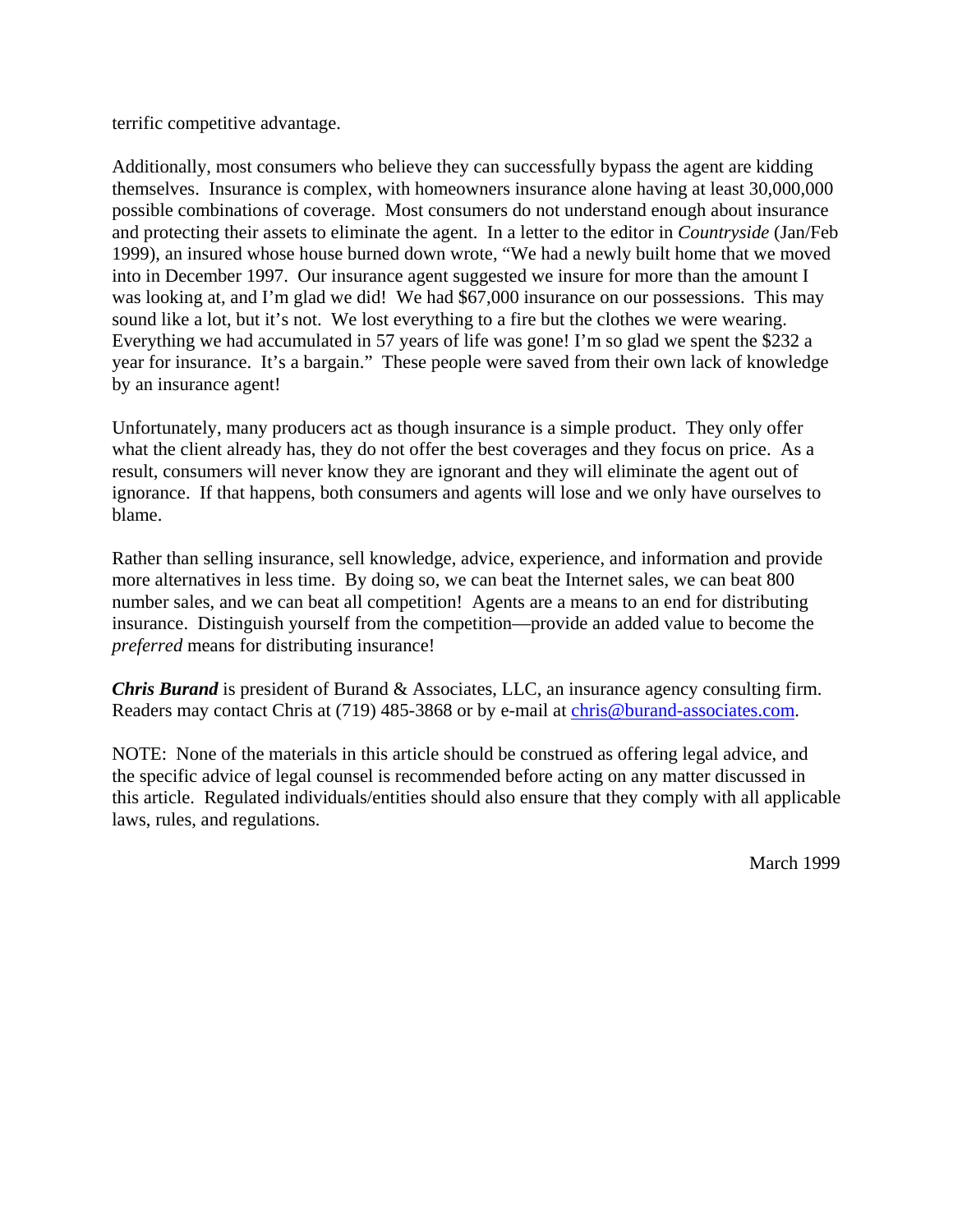terrific competitive advantage.

Additionally, most consumers who believe they can successfully bypass the agent are kidding themselves. Insurance is complex, with homeowners insurance alone having at least 30,000,000 possible combinations of coverage. Most consumers do not understand enough about insurance and protecting their assets to eliminate the agent. In a letter to the editor in *Countryside* (Jan/Feb 1999), an insured whose house burned down wrote, "We had a newly built home that we moved into in December 1997. Our insurance agent suggested we insure for more than the amount I was looking at, and I'm glad we did! We had $67,000 insurance on our possessions. This may sound like a lot, but it's not. We lost everything to a fire but the clothes we were wearing. Everything we had accumulated in 57 years of life was gone! I'm so glad we spent the $232 a year for insurance. It's a bargain." These people were saved from their own lack of knowledge by an insurance agent!

Unfortunately, many producers act as though insurance is a simple product. They only offer what the client already has, they do not offer the best coverages and they focus on price. As a result, consumers will never know they are ignorant and they will eliminate the agent out of ignorance. If that happens, both consumers and agents will lose and we only have ourselves to blame.

Rather than selling insurance, sell knowledge, advice, experience, and information and provide more alternatives in less time. By doing so, we can beat the Internet sales, we can beat 800 number sales, and we can beat all competition! Agents are a means to an end for distributing insurance. Distinguish yourself from the competition—provide an added value to become the *preferred* means for distributing insurance!

***Chris Burand*** is president of Burand & Associates, LLC, an insurance agency consulting firm. Readers may contact Chris at (719) 485-3868 or by e-mail at chris@burand-associates.com.

NOTE: None of the materials in this article should be construed as offering legal advice, and the specific advice of legal counsel is recommended before acting on any matter discussed in this article. Regulated individuals/entities should also ensure that they comply with all applicable laws, rules, and regulations.

March 1999